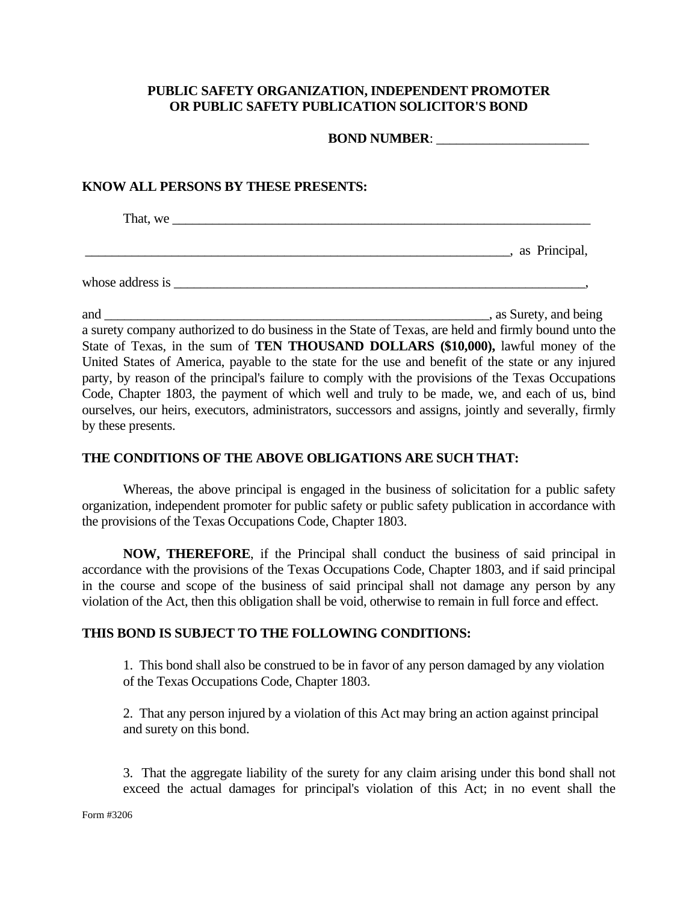**PUBLIC SAFETY ORGANIZATION, INDEPENDENT PROMOTER OR PUBLIC SAFETY PUBLICATION SOLICITOR'S BOND**

**BOND NUMBER**: ______________________

**KNOW ALL PERSONS BY THESE PRESENTS:**

That, we ________________________________________________________________

________________________________________________________________, as Principal,

whose address is ____________________________________________________________,

and ________________________________________________________, as Surety, and being a surety company authorized to do business in the State of Texas, are held and firmly bound unto the State of Texas, in the sum of **TEN THOUSAND DOLLARS ($10,000),** lawful money of the United States of America, payable to the state for the use and benefit of the state or any injured party, by reason of the principal's failure to comply with the provisions of the Texas Occupations Code, Chapter 1803, the payment of which well and truly to be made, we, and each of us, bind ourselves, our heirs, executors, administrators, successors and assigns, jointly and severally, firmly by these presents.

**THE CONDITIONS OF THE ABOVE OBLIGATIONS ARE SUCH THAT:**

Whereas, the above principal is engaged in the business of solicitation for a public safety organization, independent promoter for public safety or public safety publication in accordance with the provisions of the Texas Occupations Code, Chapter 1803.

**NOW, THEREFORE**, if the Principal shall conduct the business of said principal in accordance with the provisions of the Texas Occupations Code, Chapter 1803, and if said principal in the course and scope of the business of said principal shall not damage any person by any violation of the Act, then this obligation shall be void, otherwise to remain in full force and effect.

**THIS BOND IS SUBJECT TO THE FOLLOWING CONDITIONS:**

1. This bond shall also be construed to be in favor of any person damaged by any violation of the Texas Occupations Code, Chapter 1803.

2. That any person injured by a violation of this Act may bring an action against principal and surety on this bond.

3. That the aggregate liability of the surety for any claim arising under this bond shall not exceed the actual damages for principal's violation of this Act; in no event shall the

Form #3206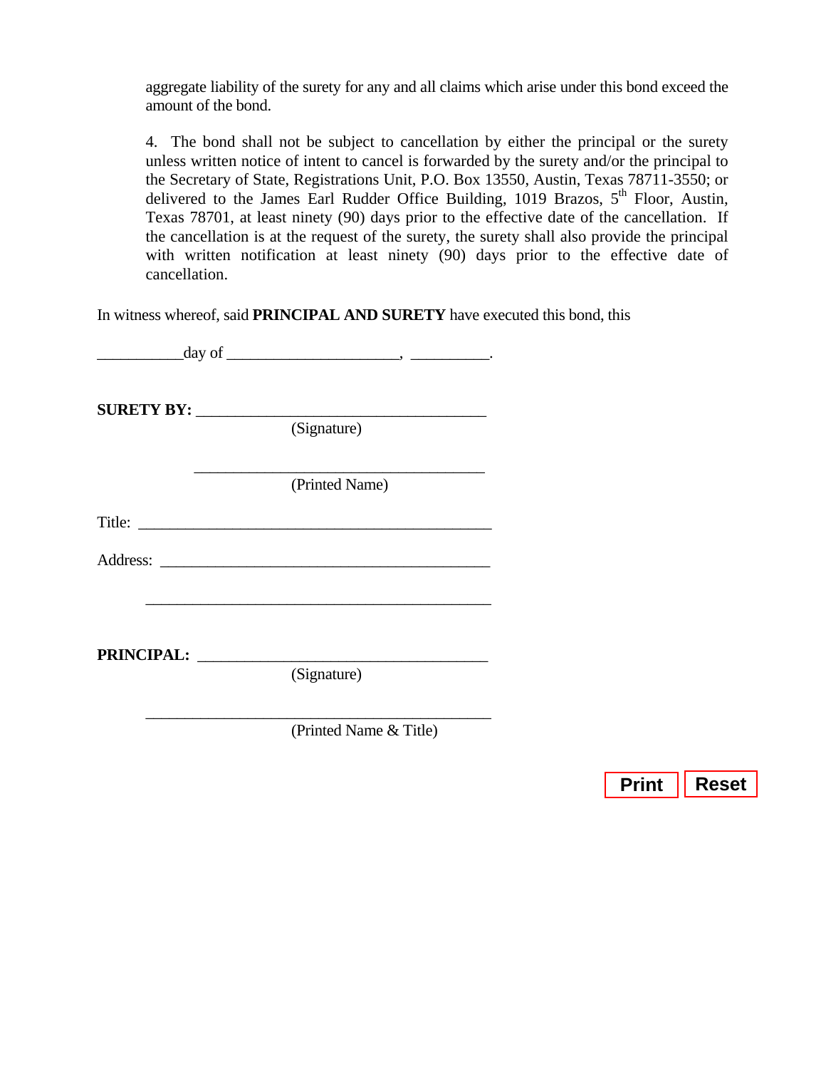aggregate liability of the surety for any and all claims which arise under this bond exceed the amount of the bond.

4. The bond shall not be subject to cancellation by either the principal or the surety unless written notice of intent to cancel is forwarded by the surety and/or the principal to the Secretary of State, Registrations Unit, P.O. Box 13550, Austin, Texas 78711-3550; or delivered to the James Earl Rudder Office Building, 1019 Brazos, 5th Floor, Austin, Texas 78701, at least ninety (90) days prior to the effective date of the cancellation. If the cancellation is at the request of the surety, the surety shall also provide the principal with written notification at least ninety (90) days prior to the effective date of cancellation.

In witness whereof, said **PRINCIPAL AND SURETY** have executed this bond, this

___________day of ______________________, __________.

**SURETY BY:** _____________________________________
(Signature)

_____________________________________
(Printed Name)

Title: _____________________________________________

Address: __________________________________________

____________________________________________

**PRINCIPAL:** _____________________________________
(Signature)

____________________________________________
(Printed Name & Title)

Print Reset